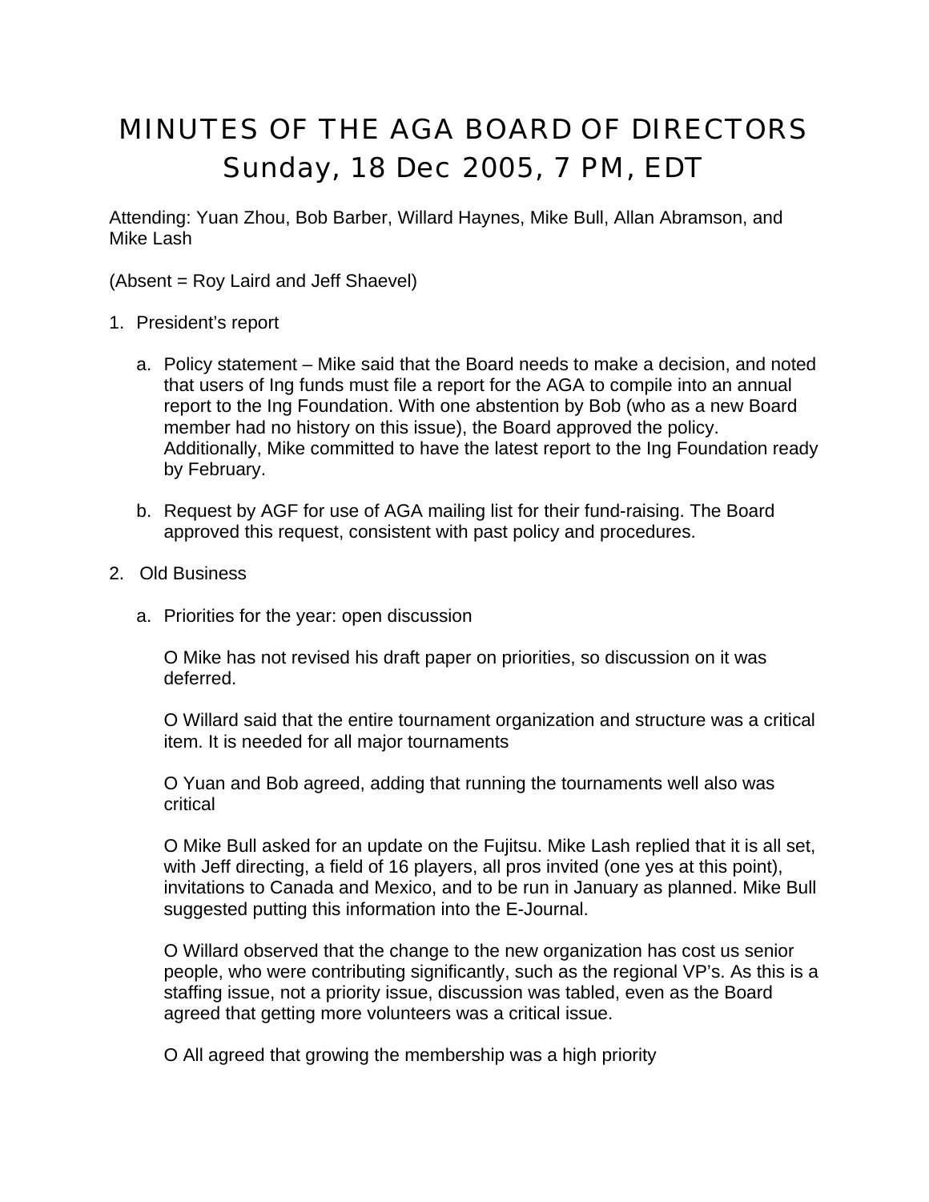# MINUTES OF THE AGA BOARD OF DIRECTORS
## Sunday, 18 Dec 2005, 7 PM, EDT

Attending: Yuan Zhou, Bob Barber, Willard Haynes, Mike Bull, Allan Abramson, and Mike Lash

(Absent = Roy Laird and Jeff Shaevel)

1. President's report

   a. Policy statement – Mike said that the Board needs to make a decision, and noted that users of Ing funds must file a report for the AGA to compile into an annual report to the Ing Foundation. With one abstention by Bob (who as a new Board member had no history on this issue), the Board approved the policy. Additionally, Mike committed to have the latest report to the Ing Foundation ready by February.

   b. Request by AGF for use of AGA mailing list for their fund-raising. The Board approved this request, consistent with past policy and procedures.

2. Old Business

   a. Priorities for the year: open discussion

      O Mike has not revised his draft paper on priorities, so discussion on it was deferred.

      O Willard said that the entire tournament organization and structure was a critical item. It is needed for all major tournaments

      O Yuan and Bob agreed, adding that running the tournaments well also was critical

      O Mike Bull asked for an update on the Fujitsu. Mike Lash replied that it is all set, with Jeff directing, a field of 16 players, all pros invited (one yes at this point), invitations to Canada and Mexico, and to be run in January as planned. Mike Bull suggested putting this information into the E-Journal.

      O Willard observed that the change to the new organization has cost us senior people, who were contributing significantly, such as the regional VP's. As this is a staffing issue, not a priority issue, discussion was tabled, even as the Board agreed that getting more volunteers was a critical issue.

      O All agreed that growing the membership was a high priority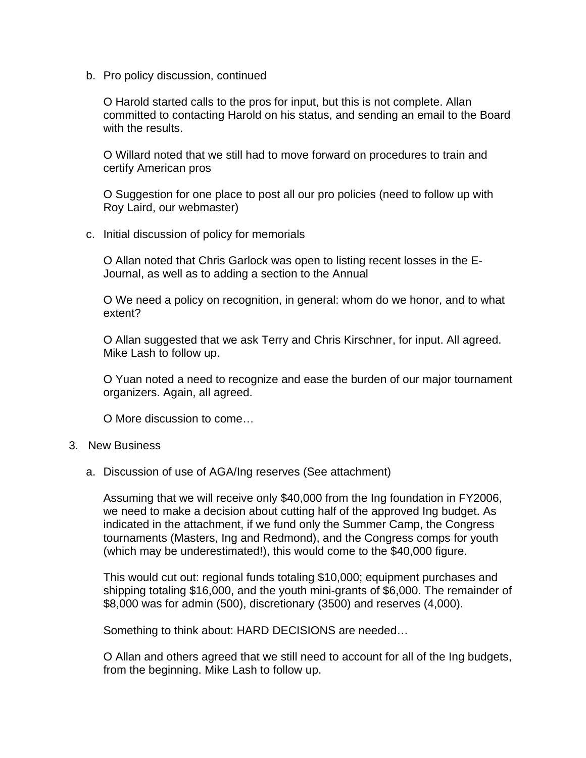b. Pro policy discussion, continued

   O Harold started calls to the pros for input, but this is not complete. Allan committed to contacting Harold on his status, and sending an email to the Board with the results.

   O Willard noted that we still had to move forward on procedures to train and certify American pros

   O Suggestion for one place to post all our pro policies (need to follow up with Roy Laird, our webmaster)

c. Initial discussion of policy for memorials

   O Allan noted that Chris Garlock was open to listing recent losses in the E-Journal, as well as to adding a section to the Annual

   O We need a policy on recognition, in general: whom do we honor, and to what extent?

   O Allan suggested that we ask Terry and Chris Kirschner, for input. All agreed. Mike Lash to follow up.

   O Yuan noted a need to recognize and ease the burden of our major tournament organizers. Again, all agreed.

   O More discussion to come…

3. New Business

   a. Discussion of use of AGA/Ing reserves (See attachment)

      Assuming that we will receive only $40,000 from the Ing foundation in FY2006, we need to make a decision about cutting half of the approved Ing budget. As indicated in the attachment, if we fund only the Summer Camp, the Congress tournaments (Masters, Ing and Redmond), and the Congress comps for youth (which may be underestimated!), this would come to the $40,000 figure.

      This would cut out: regional funds totaling $10,000; equipment purchases and shipping totaling $16,000, and the youth mini-grants of $6,000. The remainder of $8,000 was for admin (500), discretionary (3500) and reserves (4,000).

      Something to think about: HARD DECISIONS are needed…

      O Allan and others agreed that we still need to account for all of the Ing budgets, from the beginning. Mike Lash to follow up.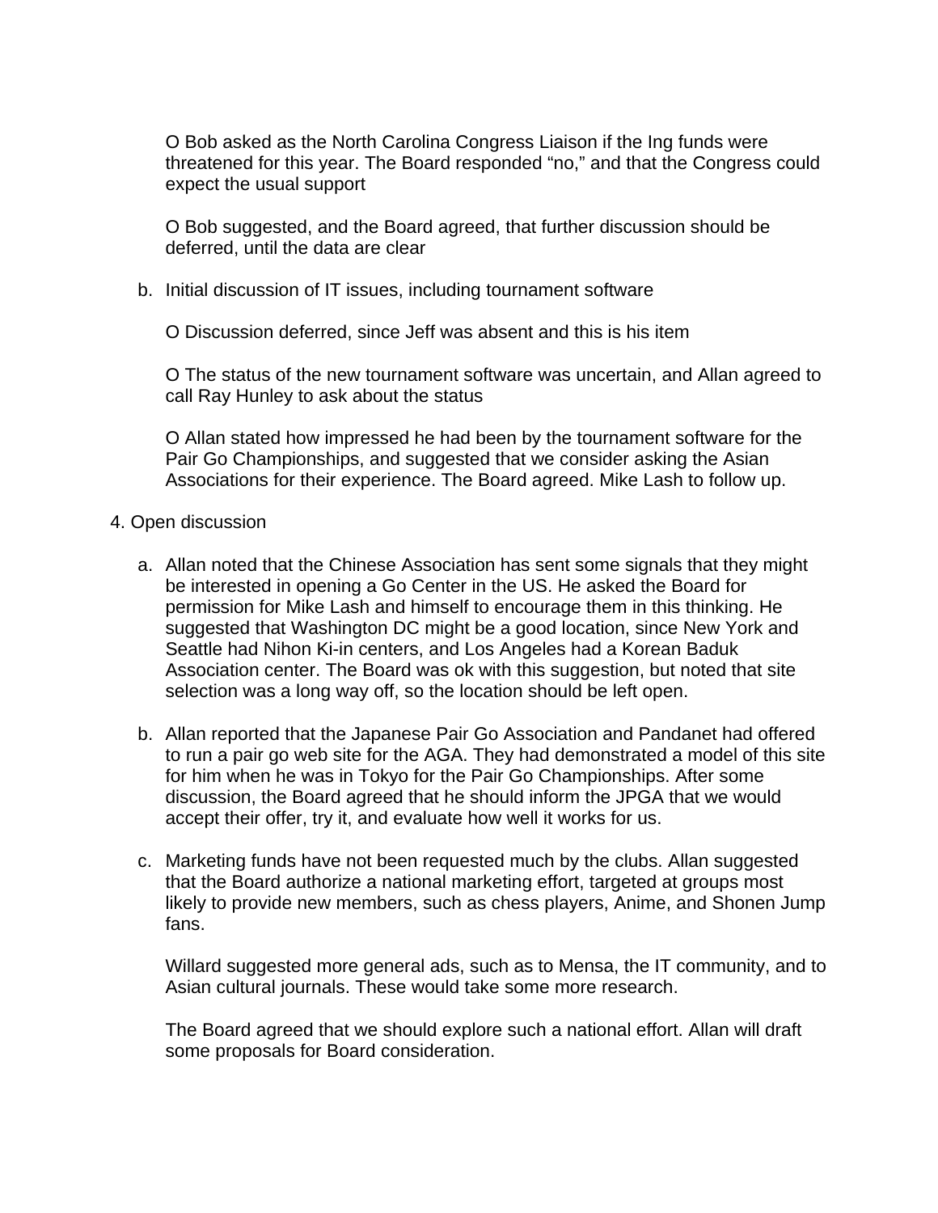O Bob asked as the North Carolina Congress Liaison if the Ing funds were threatened for this year. The Board responded “no,” and that the Congress could expect the usual support

O Bob suggested, and the Board agreed, that further discussion should be deferred, until the data are clear

b. Initial discussion of IT issues, including tournament software

   O Discussion deferred, since Jeff was absent and this is his item

   O The status of the new tournament software was uncertain, and Allan agreed to call Ray Hunley to ask about the status

   O Allan stated how impressed he had been by the tournament software for the Pair Go Championships, and suggested that we consider asking the Asian Associations for their experience. The Board agreed. Mike Lash to follow up.

4. Open discussion

   a. Allan noted that the Chinese Association has sent some signals that they might be interested in opening a Go Center in the US. He asked the Board for permission for Mike Lash and himself to encourage them in this thinking. He suggested that Washington DC might be a good location, since New York and Seattle had Nihon Ki-in centers, and Los Angeles had a Korean Baduk Association center. The Board was ok with this suggestion, but noted that site selection was a long way off, so the location should be left open.

   b. Allan reported that the Japanese Pair Go Association and Pandanet had offered to run a pair go web site for the AGA. They had demonstrated a model of this site for him when he was in Tokyo for the Pair Go Championships. After some discussion, the Board agreed that he should inform the JPGA that we would accept their offer, try it, and evaluate how well it works for us.

   c. Marketing funds have not been requested much by the clubs. Allan suggested that the Board authorize a national marketing effort, targeted at groups most likely to provide new members, such as chess players, Anime, and Shonen Jump fans.

      Willard suggested more general ads, such as to Mensa, the IT community, and to Asian cultural journals. These would take some more research.

      The Board agreed that we should explore such a national effort. Allan will draft some proposals for Board consideration.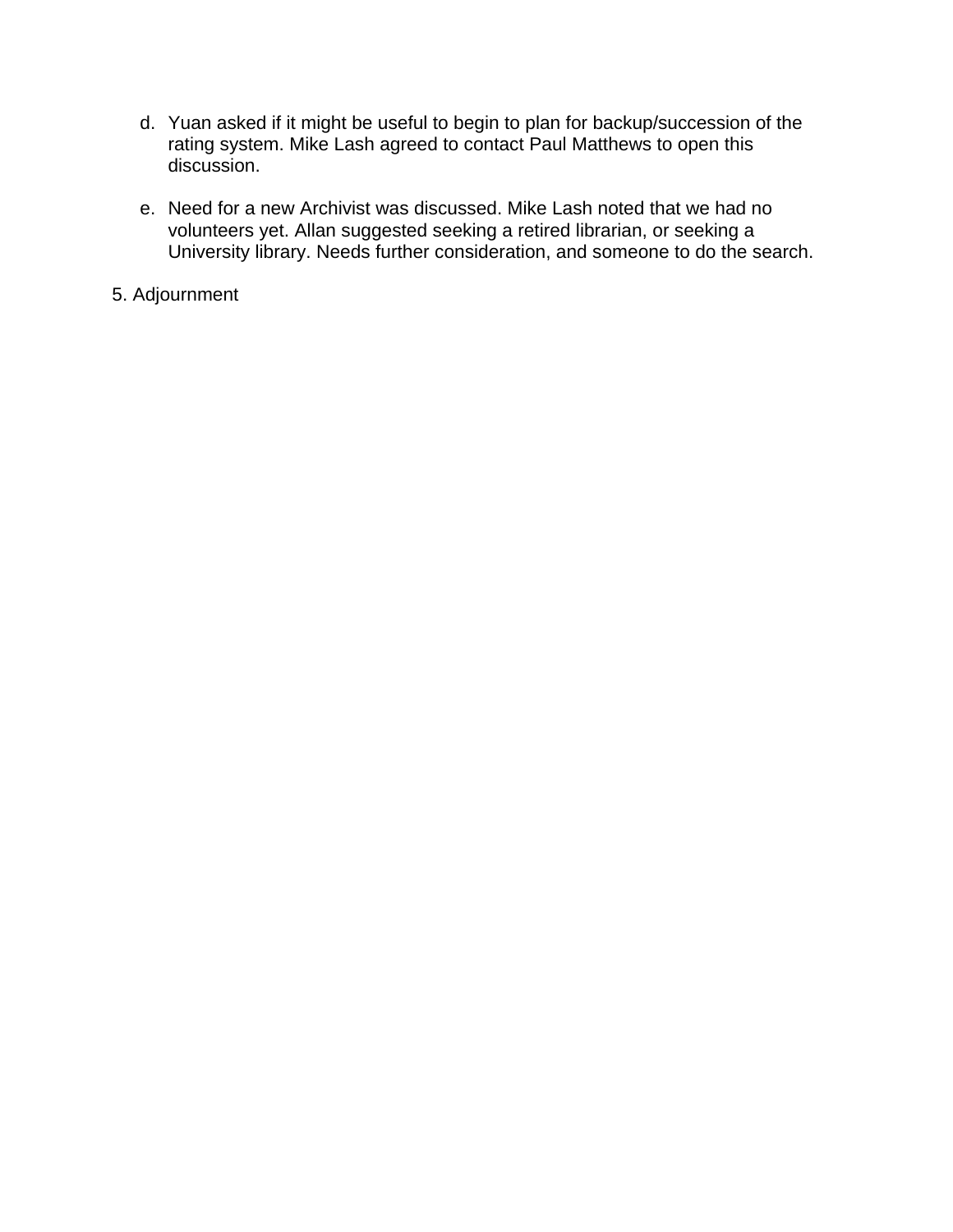d. Yuan asked if it might be useful to begin to plan for backup/succession of the rating system. Mike Lash agreed to contact Paul Matthews to open this discussion.

e. Need for a new Archivist was discussed. Mike Lash noted that we had no volunteers yet. Allan suggested seeking a retired librarian, or seeking a University library. Needs further consideration, and someone to do the search.

5. Adjournment